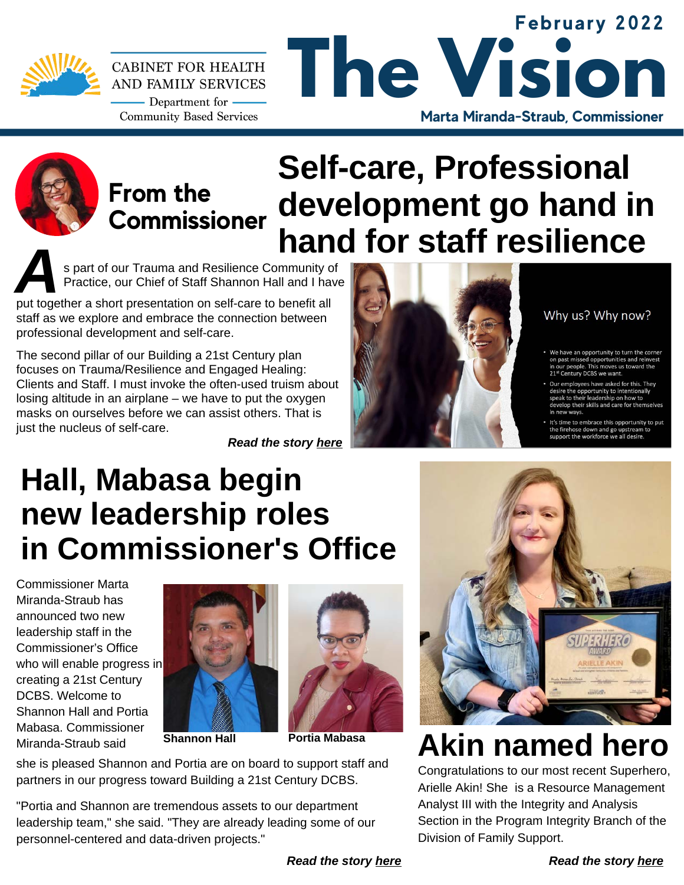CABINET FOR HEALTH AND FAMILY SERVICES

Department for Community Based Services

February 2022

# The Vision

**Marta Miranda-Straub, Commissioner**

## From the Commissioner

# Self-care, Professional development go hand in hand for staff resilience

As part of our Trauma and Resilience Community of Practice, our Chief of Staff Shannon Hall and I have put together a short presentation on self-care to benefit all staff as we explore and embrace the connection between professional development and self-care.

The second pillar of our Building a 21st Century plan focuses on Trauma/Resilience and Engaged Healing: Clients and Staff. I must invoke the often-used truism about losing altitude in an airplane – we have to put the oxygen masks on ourselves before we can assist others. That is just the nucleus of self-care.

***Read the story here***

Why us? Why now?

- We have an opportunity to turn the corner on past missed opportunities and reinvest in our people. This moves us toward the 21st Century DCBS we want.
- Our employees have asked for this. They desire the opportunity to intentionally speak to their leadership on how to develop their skills and care for themselves in new ways.
- It's time to embrace this opportunity to put the firehose down and go upstream to support the workforce we all desire.

# Hall, Mabasa begin new leadership roles in Commissioner's Office

Commissioner Marta Miranda-Straub has announced two new leadership staff in the Commissioner's Office who will enable progress in creating a 21st Century DCBS. Welcome to Shannon Hall and Portia Mabasa. Commissioner Miranda-Straub said she is pleased Shannon and Portia are on board to support staff and partners in our progress toward Building a 21st Century DCBS.

**Shannon Hall**

**Portia Mabasa**

"Portia and Shannon are tremendous assets to our department leadership team," she said. "They are already leading some of our personnel-centered and data-driven projects."

***Read the story here***

# Akin named hero

Congratulations to our most recent Superhero, Arielle Akin! She is a Resource Management Analyst III with the Integrity and Analysis Section in the Program Integrity Branch of the Division of Family Support.

***Read the story here***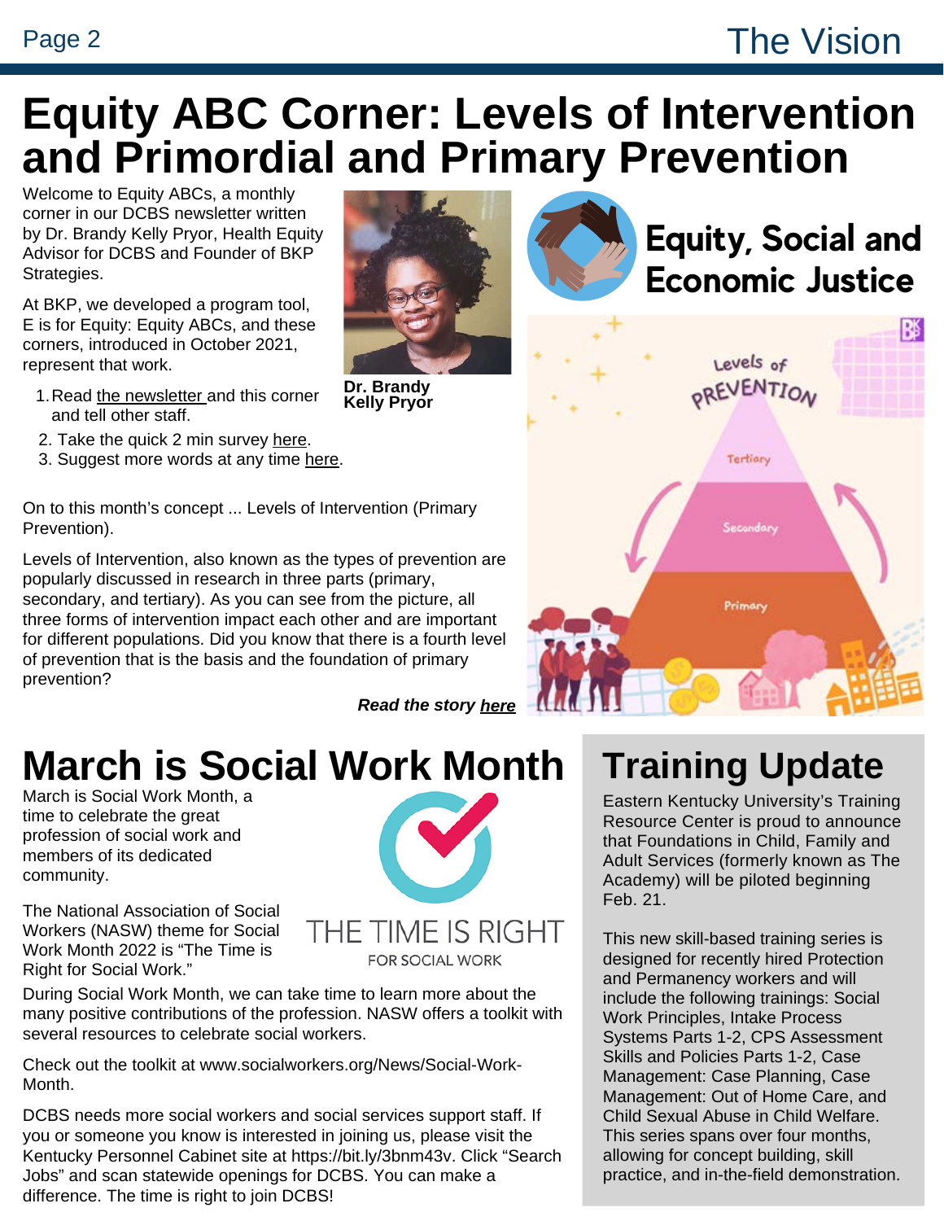# Equity ABC Corner: Levels of Intervention and Primordial and Primary Prevention

Welcome to Equity ABCs, a monthly corner in our DCBS newsletter written by Dr. Brandy Kelly Pryor, Health Equity Advisor for DCBS and Founder of BKP Strategies.

At BKP, we developed a program tool, E is for Equity: Equity ABCs, and these corners, introduced in October 2021, represent that work.

1. Read the newsletter and this corner and tell other staff.
2. Take the quick 2 min survey here.
3. Suggest more words at any time here.

**Dr. Brandy Kelly Pryor**

On to this month's concept ... Levels of Intervention (Primary Prevention).

Levels of Intervention, also known as the types of prevention are popularly discussed in research in three parts (primary, secondary, and tertiary). As you can see from the picture, all three forms of intervention impact each other and are important for different populations. Did you know that there is a fourth level of prevention that is the basis and the foundation of primary prevention?

***Read the story here***

Equity, Social and Economic Justice

Levels of PREVENTION

Tertiary

Secondary

Primary

# March is Social Work Month

March is Social Work Month, a time to celebrate the great profession of social work and members of its dedicated community.

The National Association of Social Workers (NASW) theme for Social Work Month 2022 is "The Time is Right for Social Work."

THE TIME IS RIGHT FOR SOCIAL WORK

During Social Work Month, we can take time to learn more about the many positive contributions of the profession. NASW offers a toolkit with several resources to celebrate social workers.

Check out the toolkit at www.socialworkers.org/News/Social-Work-Month.

DCBS needs more social workers and social services support staff. If you or someone you know is interested in joining us, please visit the Kentucky Personnel Cabinet site at https://bit.ly/3bnm43v. Click "Search Jobs" and scan statewide openings for DCBS. You can make a difference. The time is right to join DCBS!

# Training Update

Eastern Kentucky University's Training Resource Center is proud to announce that Foundations in Child, Family and Adult Services (formerly known as The Academy) will be piloted beginning Feb. 21.

This new skill-based training series is designed for recently hired Protection and Permanency workers and will include the following trainings: Social Work Principles, Intake Process Systems Parts 1-2, CPS Assessment Skills and Policies Parts 1-2, Case Management: Case Planning, Case Management: Out of Home Care, and Child Sexual Abuse in Child Welfare. This series spans over four months, allowing for concept building, skill practice, and in-the-field demonstration.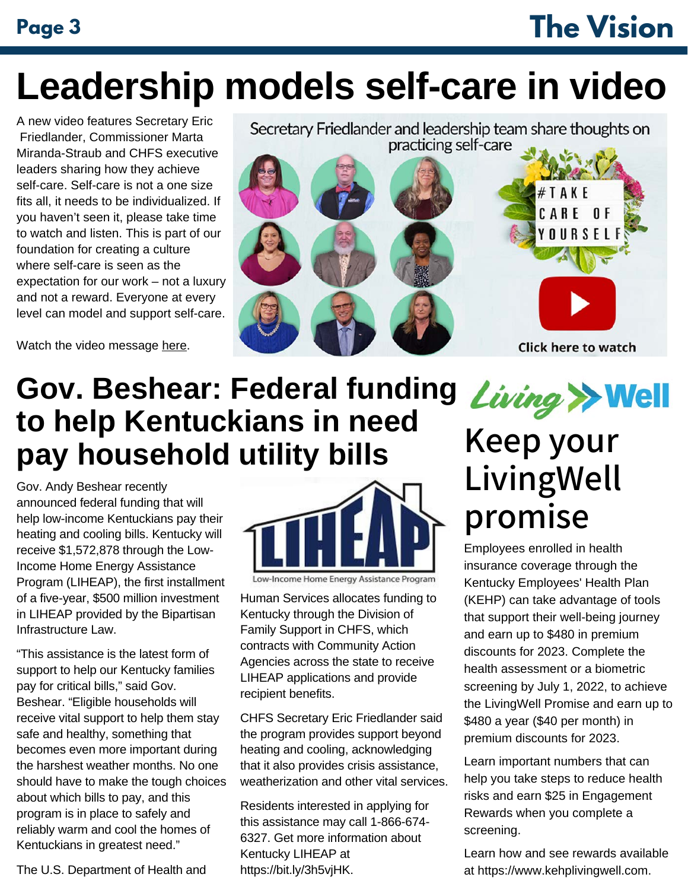# Leadership models self-care in video

A new video features Secretary Eric Friedlander, Commissioner Marta Miranda-Straub and CHFS executive leaders sharing how they achieve self-care. Self-care is not a one size fits all, it needs to be individualized. If you haven't seen it, please take time to watch and listen. This is part of our foundation for creating a culture where self-care is seen as the expectation for our work – not a luxury and not a reward. Everyone at every level can model and support self-care.

Watch the video message here.

Secretary Friedlander and leadership team share thoughts on practicing self-care

#TAKE CARE OF YOURSELF

Click here to watch

# Gov. Beshear: Federal funding to help Kentuckians in need pay household utility bills

Gov. Andy Beshear recently announced federal funding that will help low-income Kentuckians pay their heating and cooling bills. Kentucky will receive $1,572,878 through the Low-Income Home Energy Assistance Program (LIHEAP), the first installment of a five-year, $500 million investment in LIHEAP provided by the Bipartisan Infrastructure Law.

"This assistance is the latest form of support to help our Kentucky families pay for critical bills," said Gov. Beshear. "Eligible households will receive vital support to help them stay safe and healthy, something that becomes even more important during the harshest weather months. No one should have to make the tough choices about which bills to pay, and this program is in place to safely and reliably warm and cool the homes of Kentuckians in greatest need."

The U.S. Department of Health and Human Services allocates funding to Kentucky through the Division of Family Support in CHFS, which contracts with Community Action Agencies across the state to receive LIHEAP applications and provide recipient benefits.

LIHEAP
Low-Income Home Energy Assistance Program

CHFS Secretary Eric Friedlander said the program provides support beyond heating and cooling, acknowledging that it also provides crisis assistance, weatherization and other vital services.

Residents interested in applying for this assistance may call 1-866-674-6327. Get more information about Kentucky LIHEAP at https://bit.ly/3h5vjHK.

Living >> Well

# Keep your LivingWell promise

Employees enrolled in health insurance coverage through the Kentucky Employees' Health Plan (KEHP) can take advantage of tools that support their well-being journey and earn up to $480 in premium discounts for 2023. Complete the health assessment or a biometric screening by July 1, 2022, to achieve the LivingWell Promise and earn up to $480 a year ($40 per month) in premium discounts for 2023.

Learn important numbers that can help you take steps to reduce health risks and earn $25 in Engagement Rewards when you complete a screening.

Learn how and see rewards available at https://www.kehplivingwell.com.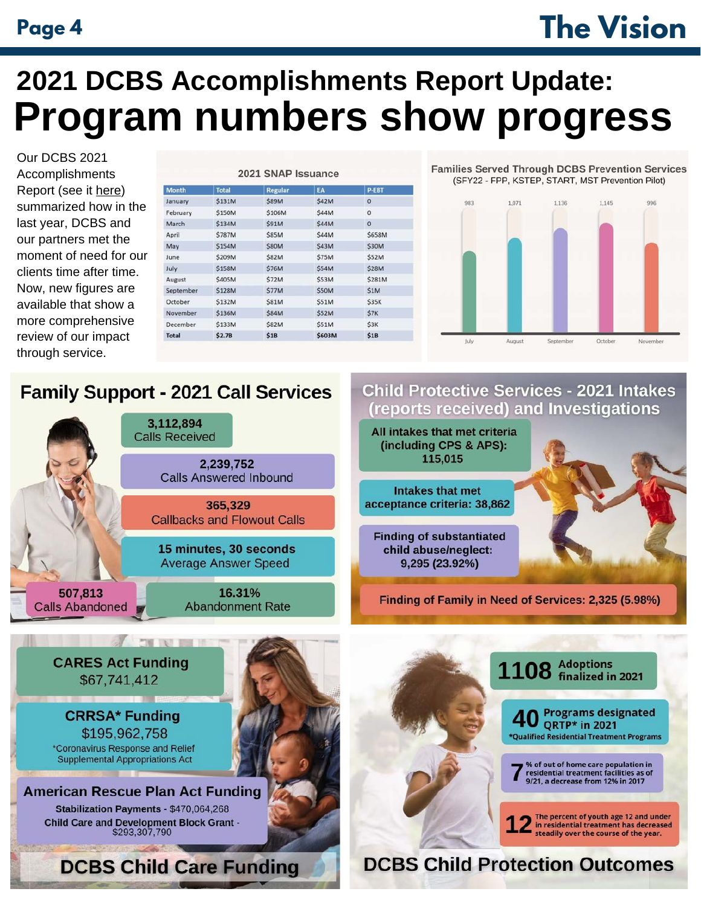# 2021 DCBS Accomplishments Report Update:
# Program numbers show progress

Our DCBS 2021 Accomplishments Report (see it here) summarized how in the last year, DCBS and our partners met the moment of need for our clients time after time. Now, new figures are available that show a more comprehensive review of our impact through service.

**2021 SNAP Issuance**

| Month | Total | Regular | EA | P-EBT |
|---|---|---|---|---|
| January | $131M | $89M | $42M | 0 |
| February | $150M | $106M | $44M | 0 |
| March | $134M | $91M | $44M | 0 |
| April | $787M | $85M | $44M | $658M |
| May | $154M | $80M | $43M | $30M |
| June | $209M | $82M | $75M | $52M |
| July | $158M | $76M | $54M | $28M |
| August | $405M | $72M | $53M | $281M |
| September | $128M | $77M | $50M | $1M |
| October | $132M | $81M | $51M | $35K |
| November | $136M | $84M | $52M | $7K |
| December | $133M | $82M | $51M | $3K |
| Total | $2.7B | $1B | $603M | $1B |

**Families Served Through DCBS Prevention Services**
(SFY22 - FPP, KSTEP, START, MST Prevention Pilot)

| Month | Families Served |
|---|---|
| July | 983 |
| August | 1,071 |
| September | 1,136 |
| October | 1,145 |
| November | 996 |

## Family Support - 2021 Call Services

- **3,112,894** Calls Received
- **2,239,752** Calls Answered Inbound
- **365,329** Callbacks and Flowout Calls
- **15 minutes, 30 seconds** Average Answer Speed
- **507,813** Calls Abandoned
- **16.31%** Abandonment Rate

## Child Protective Services - 2021 Intakes (reports received) and Investigations

- **All intakes that met criteria (including CPS & APS): 115,015**
- **Intakes that met acceptance criteria: 38,862**
- **Finding of substantiated child abuse/neglect: 9,295 (23.92%)**
- **Finding of Family in Need of Services: 2,325 (5.98%)**

## DCBS Child Care Funding

**CARES Act Funding**
$67,741,412

**CRRSA* Funding**
$195,962,758
*Coronavirus Response and Relief Supplemental Appropriations Act

**American Rescue Plan Act Funding**
**Stabilization Payments** - $470,064,268
**Child Care and Development Block Grant** - $293,307,790

## DCBS Child Protection Outcomes

- **1108** Adoptions finalized in 2021
- **40** Programs designated QRTP* in 2021
  *Qualified Residential Treatment Programs
- **7** % of out of home care population in residential treatment facilities as of 9/21, a decrease from 12% in 2017
- **12** The percent of youth age 12 and under in residential treatment has decreased steadily over the course of the year.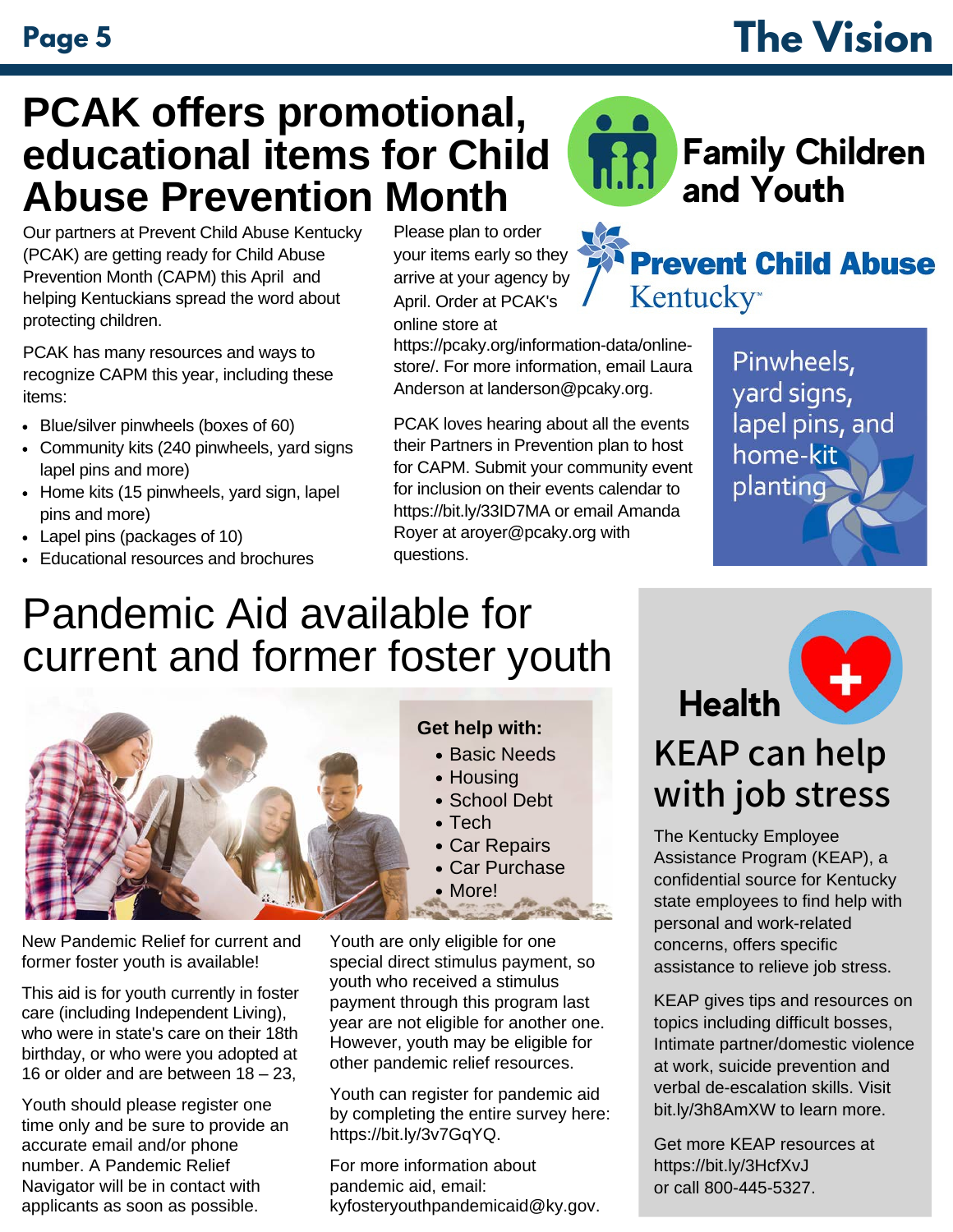# PCAK offers promotional, educational items for Child Abuse Prevention Month

Family Children and Youth

Prevent Child Abuse Kentucky

Our partners at Prevent Child Abuse Kentucky (PCAK) are getting ready for Child Abuse Prevention Month (CAPM) this April and helping Kentuckians spread the word about protecting children.

PCAK has many resources and ways to recognize CAPM this year, including these items:

- Blue/silver pinwheels (boxes of 60)
- Community kits (240 pinwheels, yard signs lapel pins and more)
- Home kits (15 pinwheels, yard sign, lapel pins and more)
- Lapel pins (packages of 10)
- Educational resources and brochures

Please plan to order your items early so they arrive at your agency by April. Order at PCAK's online store at https://pcaky.org/information-data/online-store/. For more information, email Laura Anderson at landerson@pcaky.org.

PCAK loves hearing about all the events their Partners in Prevention plan to host for CAPM. Submit your community event for inclusion on their events calendar to https://bit.ly/33ID7MA or email Amanda Royer at aroyer@pcaky.org with questions.

Pinwheels, yard signs, lapel pins, and home-kit planting

# Pandemic Aid available for current and former foster youth

**Get help with:**

- Basic Needs
- Housing
- School Debt
- Tech
- Car Repairs
- Car Purchase
- More!

New Pandemic Relief for current and former foster youth is available!

This aid is for youth currently in foster care (including Independent Living), who were in state's care on their 18th birthday, or who were you adopted at 16 or older and are between 18 – 23,

Youth should please register one time only and be sure to provide an accurate email and/or phone number. A Pandemic Relief Navigator will be in contact with applicants as soon as possible.

Youth are only eligible for one special direct stimulus payment, so youth who received a stimulus payment through this program last year are not eligible for another one. However, youth may be eligible for other pandemic relief resources.

Youth can register for pandemic aid by completing the entire survey here: https://bit.ly/3v7GqYQ.

For more information about pandemic aid, email: kyfosteryouthpandemicaid@ky.gov.

## Health

## KEAP can help with job stress

The Kentucky Employee Assistance Program (KEAP), a confidential source for Kentucky state employees to find help with personal and work-related concerns, offers specific assistance to relieve job stress.

KEAP gives tips and resources on topics including difficult bosses, Intimate partner/domestic violence at work, suicide prevention and verbal de-escalation skills. Visit bit.ly/3h8AmXW to learn more.

Get more KEAP resources at https://bit.ly/3HcfXvJ or call 800-445-5327.